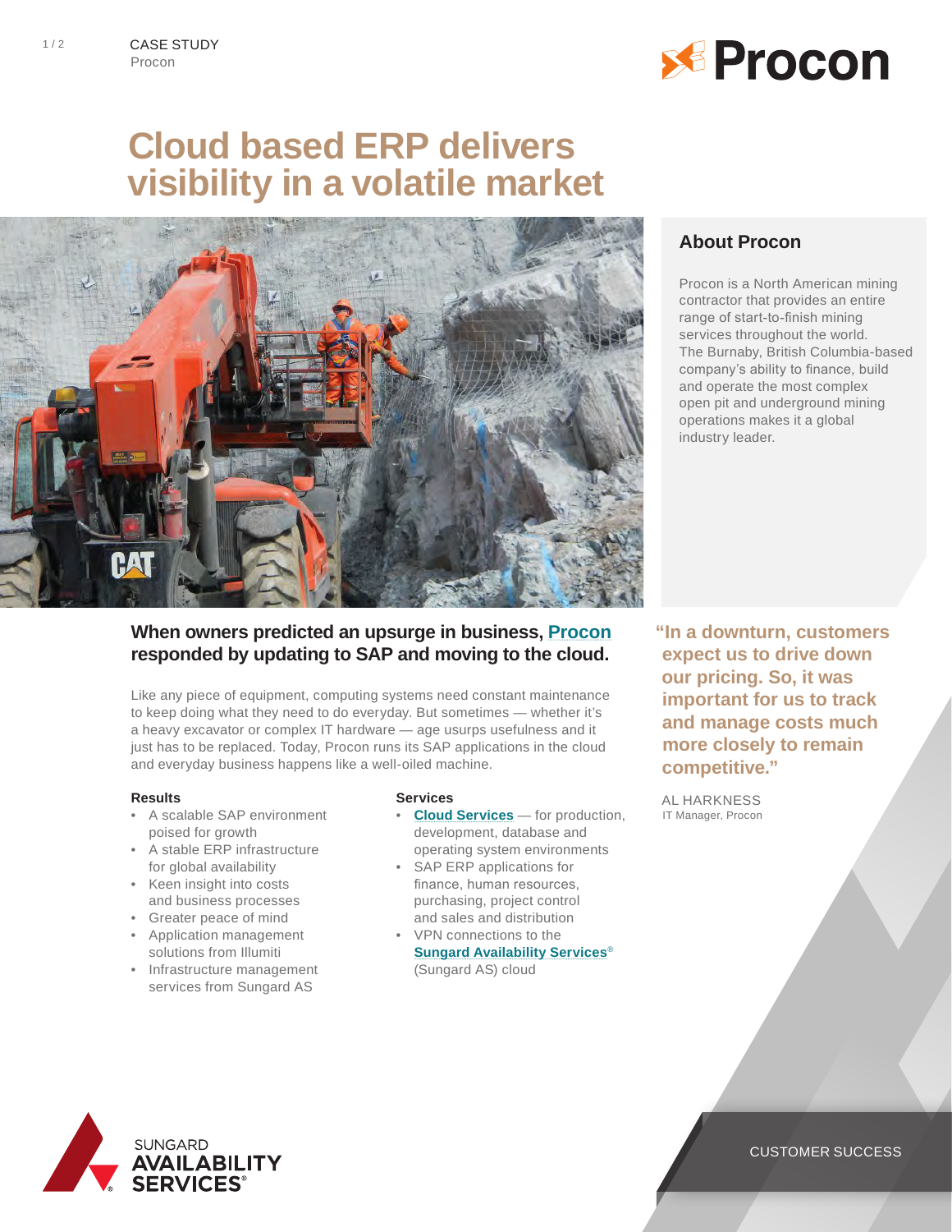CASE STUDY
Procon

# Cloud based ERP delivers visibility in a volatile market

## About Procon

Procon is a North American mining contractor that provides an entire range of start-to-finish mining services throughout the world. The Burnaby, British Columbia-based company's ability to finance, build and operate the most complex open pit and underground mining operations makes it a global industry leader.

### When owners predicted an upsurge in business, Procon responded by updating to SAP and moving to the cloud.

Like any piece of equipment, computing systems need constant maintenance to keep doing what they need to do everyday. But sometimes — whether it's a heavy excavator or complex IT hardware — age usurps usefulness and it just has to be replaced. Today, Procon runs its SAP applications in the cloud and everyday business happens like a well-oiled machine.

**Results**

- A scalable SAP environment poised for growth
- A stable ERP infrastructure for global availability
- Keen insight into costs and business processes
- Greater peace of mind
- Application management solutions from Illumiti
- Infrastructure management services from Sungard AS

**Services**

- Cloud Services — for production, development, database and operating system environments
- SAP ERP applications for finance, human resources, purchasing, project control and sales and distribution
- VPN connections to the Sungard Availability Services® (Sungard AS) cloud

**"In a downturn, customers expect us to drive down our pricing. So, it was important for us to track and manage costs much more closely to remain competitive."**

AL HARKNESS
IT Manager, Procon

SUNGARD AVAILABILITY SERVICES®

CUSTOMER SUCCESS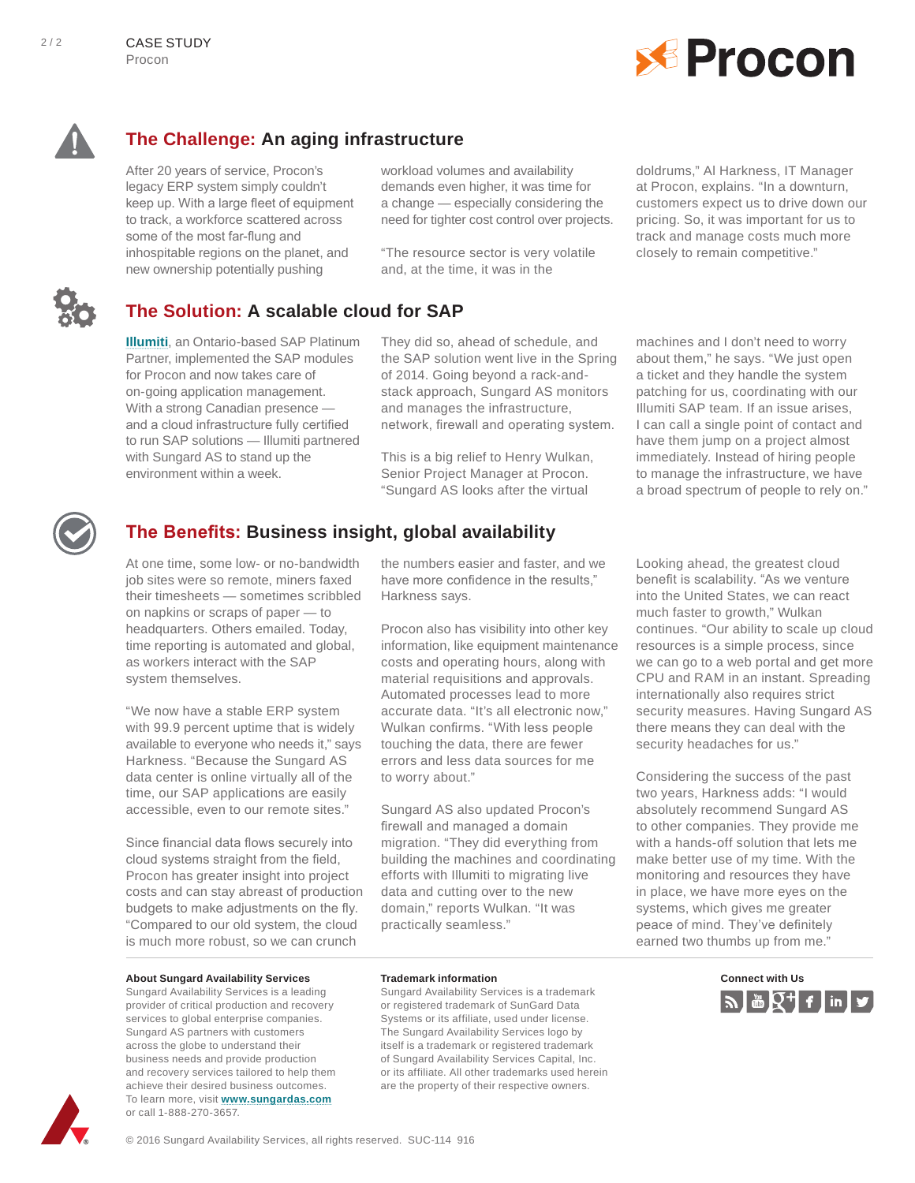## The Challenge: An aging infrastructure

After 20 years of service, Procon's legacy ERP system simply couldn't keep up. With a large fleet of equipment to track, a workforce scattered across some of the most far-flung and inhospitable regions on the planet, and new ownership potentially pushing workload volumes and availability demands even higher, it was time for a change — especially considering the need for tighter cost control over projects.

"The resource sector is very volatile and, at the time, it was in the doldrums," Al Harkness, IT Manager at Procon, explains. "In a downturn, customers expect us to drive down our pricing. So, it was important for us to track and manage costs much more closely to remain competitive."

## The Solution: A scalable cloud for SAP

**Illumiti**, an Ontario-based SAP Platinum Partner, implemented the SAP modules for Procon and now takes care of on-going application management. With a strong Canadian presence — and a cloud infrastructure fully certified to run SAP solutions — Illumiti partnered with Sungard AS to stand up the environment within a week.

They did so, ahead of schedule, and the SAP solution went live in the Spring of 2014. Going beyond a rack-and-stack approach, Sungard AS monitors and manages the infrastructure, network, firewall and operating system.

This is a big relief to Henry Wulkan, Senior Project Manager at Procon. "Sungard AS looks after the virtual machines and I don't need to worry about them," he says. "We just open a ticket and they handle the system patching for us, coordinating with our Illumiti SAP team. If an issue arises, I can call a single point of contact and have them jump on a project almost immediately. Instead of hiring people to manage the infrastructure, we have a broad spectrum of people to rely on."

## The Benefits: Business insight, global availability

At one time, some low- or no-bandwidth job sites were so remote, miners faxed their timesheets — sometimes scribbled on napkins or scraps of paper — to headquarters. Others emailed. Today, time reporting is automated and global, as workers interact with the SAP system themselves.

"We now have a stable ERP system with 99.9 percent uptime that is widely available to everyone who needs it," says Harkness. "Because the Sungard AS data center is online virtually all of the time, our SAP applications are easily accessible, even to our remote sites."

Since financial data flows securely into cloud systems straight from the field, Procon has greater insight into project costs and can stay abreast of production budgets to make adjustments on the fly. "Compared to our old system, the cloud is much more robust, so we can crunch the numbers easier and faster, and we have more confidence in the results," Harkness says.

Procon also has visibility into other key information, like equipment maintenance costs and operating hours, along with material requisitions and approvals. Automated processes lead to more accurate data. "It's all electronic now," Wulkan confirms. "With less people touching the data, there are fewer errors and less data sources for me to worry about."

Sungard AS also updated Procon's firewall and managed a domain migration. "They did everything from building the machines and coordinating efforts with Illumiti to migrating live data and cutting over to the new domain," reports Wulkan. "It was practically seamless."

Looking ahead, the greatest cloud benefit is scalability. "As we venture into the United States, we can react much faster to growth," Wulkan continues. "Our ability to scale up cloud resources is a simple process, since we can go to a web portal and get more CPU and RAM in an instant. Spreading internationally also requires strict security measures. Having Sungard AS there means they can deal with the security headaches for us."

Considering the success of the past two years, Harkness adds: "I would absolutely recommend Sungard AS to other companies. They provide me with a hands-off solution that lets me make better use of my time. With the monitoring and resources they have in place, we have more eyes on the systems, which gives me greater peace of mind. They've definitely earned two thumbs up from me."

**About Sungard Availability Services**

Sungard Availability Services is a leading provider of critical production and recovery services to global enterprise companies. Sungard AS partners with customers across the globe to understand their business needs and provide production and recovery services tailored to help them achieve their desired business outcomes. To learn more, visit **www.sungardas.com** or call 1-888-270-3657.

**Trademark information**

Sungard Availability Services is a trademark or registered trademark of SunGard Data Systems or its affiliate, used under license. The Sungard Availability Services logo by itself is a trademark or registered trademark of Sungard Availability Services Capital, Inc. or its affiliate. All other trademarks used herein are the property of their respective owners.

**Connect with Us**

© 2016 Sungard Availability Services, all rights reserved. SUC-114 916